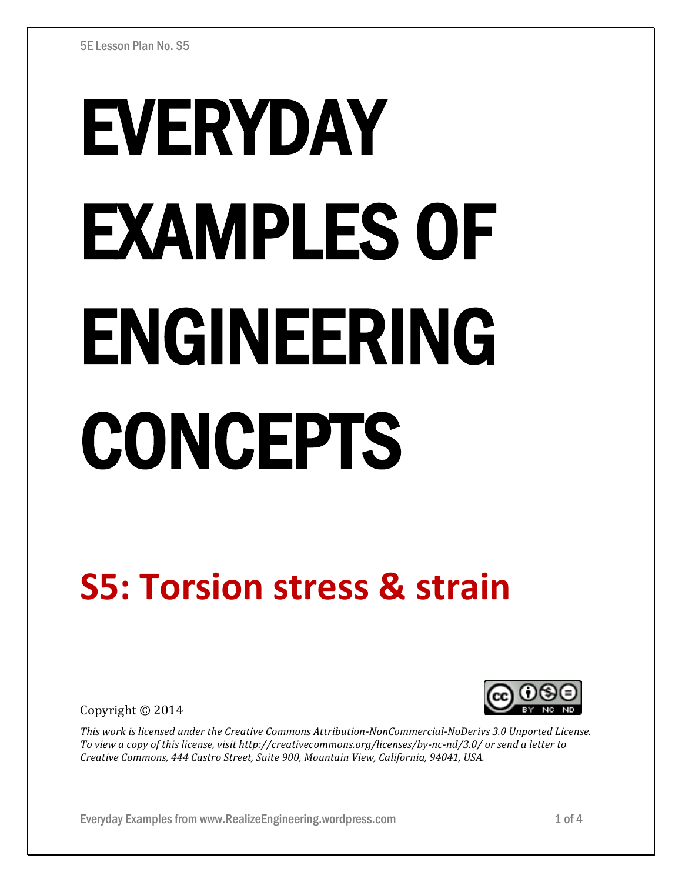5E Lesson Plan No. S5

# EVERYDAY EXAMPLES OF ENGINEERING CONCEPTS

## S5: Torsion stress & strain

Copyright © 2014

*This work is licensed under the Creative Commons Attribution-NonCommercial-NoDerivs 3.0 Unported License. To view a copy of this license, visit http://creativecommons.org/licenses/by-nc-nd/3.0/ or send a letter to Creative Commons, 444 Castro Street, Suite 900, Mountain View, California, 94041, USA.*

Everyday Examples from www.RealizeEngineering.wordpress.com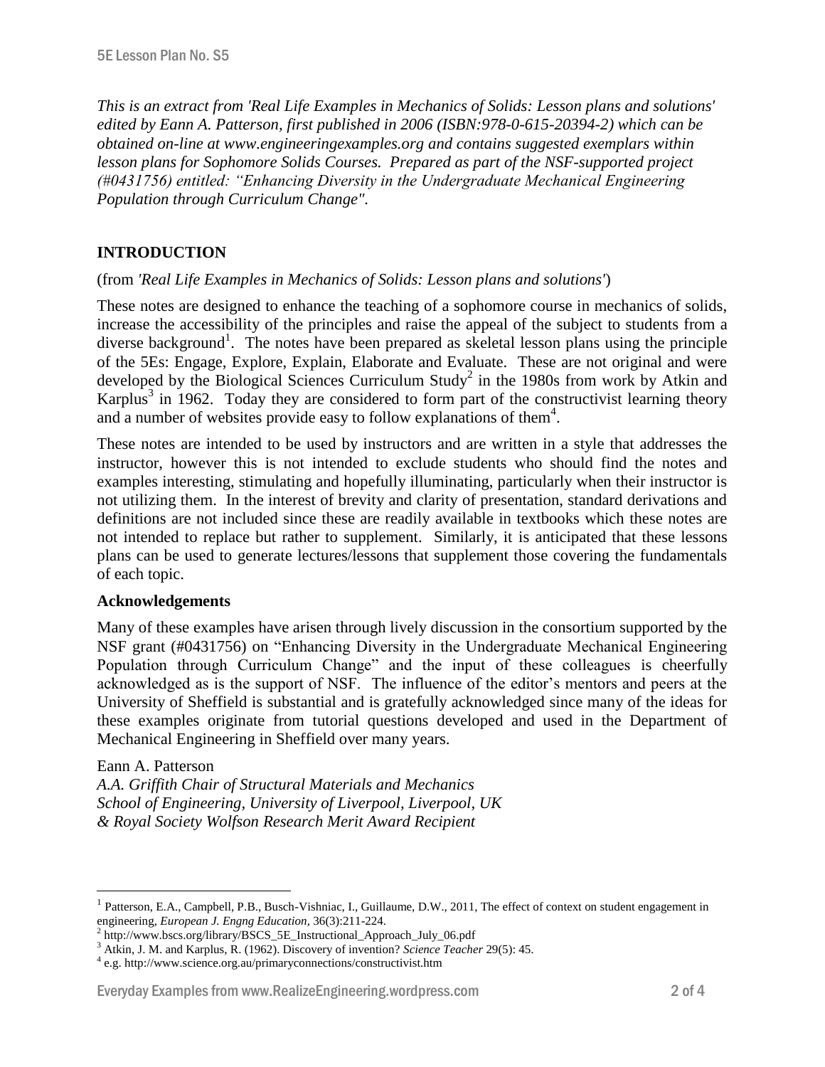*This is an extract from 'Real Life Examples in Mechanics of Solids: Lesson plans and solutions' edited by Eann A. Patterson, first published in 2006 (ISBN:978-0-615-20394-2) which can be obtained on-line at www.engineeringexamples.org and contains suggested exemplars within lesson plans for Sophomore Solids Courses. Prepared as part of the NSF-supported project (#0431756) entitled: "Enhancing Diversity in the Undergraduate Mechanical Engineering Population through Curriculum Change".*

## INTRODUCTION

(from *'Real Life Examples in Mechanics of Solids: Lesson plans and solutions'*)

These notes are designed to enhance the teaching of a sophomore course in mechanics of solids, increase the accessibility of the principles and raise the appeal of the subject to students from a diverse background[1]. The notes have been prepared as skeletal lesson plans using the principle of the 5Es: Engage, Explore, Explain, Elaborate and Evaluate. These are not original and were developed by the Biological Sciences Curriculum Study[2] in the 1980s from work by Atkin and Karplus[3] in 1962. Today they are considered to form part of the constructivist learning theory and a number of websites provide easy to follow explanations of them[4].

These notes are intended to be used by instructors and are written in a style that addresses the instructor, however this is not intended to exclude students who should find the notes and examples interesting, stimulating and hopefully illuminating, particularly when their instructor is not utilizing them. In the interest of brevity and clarity of presentation, standard derivations and definitions are not included since these are readily available in textbooks which these notes are not intended to replace but rather to supplement. Similarly, it is anticipated that these lessons plans can be used to generate lectures/lessons that supplement those covering the fundamentals of each topic.

### Acknowledgements

Many of these examples have arisen through lively discussion in the consortium supported by the NSF grant (#0431756) on "Enhancing Diversity in the Undergraduate Mechanical Engineering Population through Curriculum Change" and the input of these colleagues is cheerfully acknowledged as is the support of NSF. The influence of the editor's mentors and peers at the University of Sheffield is substantial and is gratefully acknowledged since many of the ideas for these examples originate from tutorial questions developed and used in the Department of Mechanical Engineering in Sheffield over many years.

Eann A. Patterson
*A.A. Griffith Chair of Structural Materials and Mechanics*
*School of Engineering, University of Liverpool, Liverpool, UK*
*& Royal Society Wolfson Research Merit Award Recipient*

---

[1] Patterson, E.A., Campbell, P.B., Busch-Vishniac, I., Guillaume, D.W., 2011, The effect of context on student engagement in engineering, *European J. Engng Education*, 36(3):211-224.

[2] http://www.bscs.org/library/BSCS_5E_Instructional_Approach_July_06.pdf

[3] Atkin, J. M. and Karplus, R. (1962). Discovery of invention? *Science Teacher* 29(5): 45.

[4] e.g. http://www.science.org.au/primaryconnections/constructivist.htm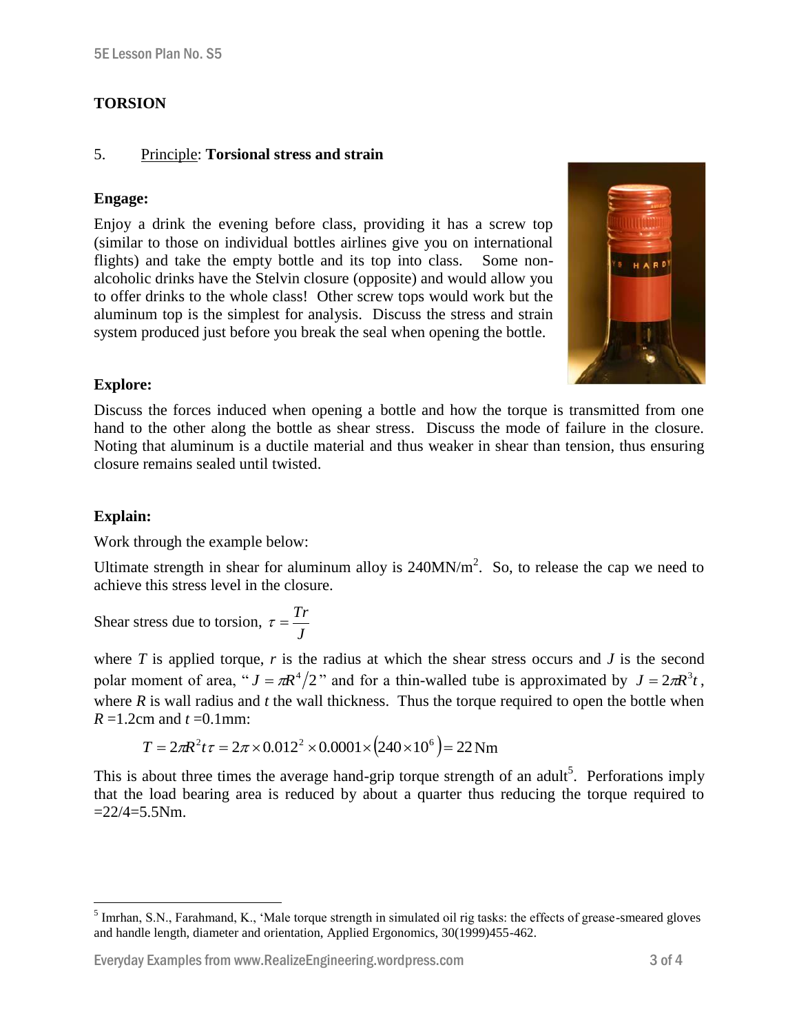## TORSION

5. Principle: **Torsional stress and strain**

**Engage:**

Enjoy a drink the evening before class, providing it has a screw top (similar to those on individual bottles airlines give you on international flights) and take the empty bottle and its top into class. Some non-alcoholic drinks have the Stelvin closure (opposite) and would allow you to offer drinks to the whole class! Other screw tops would work but the aluminum top is the simplest for analysis. Discuss the stress and strain system produced just before you break the seal when opening the bottle.

**Explore:**

Discuss the forces induced when opening a bottle and how the torque is transmitted from one hand to the other along the bottle as shear stress. Discuss the mode of failure in the closure. Noting that aluminum is a ductile material and thus weaker in shear than tension, thus ensuring closure remains sealed until twisted.

**Explain:**

Work through the example below:

Ultimate strength in shear for aluminum alloy is $240\text{MN/m}^2$. So, to release the cap we need to achieve this stress level in the closure.

Shear stress due to torsion, $\tau = \frac{Tr}{J}$

where $T$ is applied torque, $r$ is the radius at which the shear stress occurs and $J$ is the second polar moment of area, "$J = \pi R^4/2$" and for a thin-walled tube is approximated by $J = 2\pi R^3 t$, where $R$ is wall radius and $t$ the wall thickness. Thus the torque required to open the bottle when $R$ =1.2cm and $t$ =0.1mm:

$$T = 2\pi R^2 t\tau = 2\pi \times 0.012^2 \times 0.0001 \times \left(240 \times 10^6\right) = 22\,\text{Nm}$$

This is about three times the average hand-grip torque strength of an adult[5]. Perforations imply that the load bearing area is reduced by about a quarter thus reducing the torque required to =22/4=5.5Nm.

[5] Imrhan, S.N., Farahmand, K., 'Male torque strength in simulated oil rig tasks: the effects of grease-smeared gloves and handle length, diameter and orientation, Applied Ergonomics, 30(1999)455-462.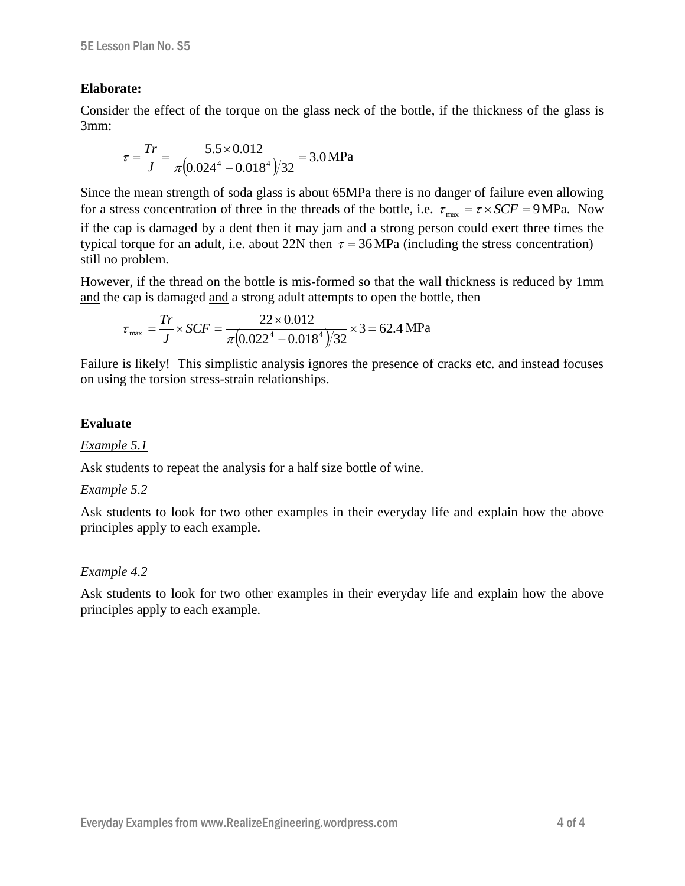**Elaborate:**

Consider the effect of the torque on the glass neck of the bottle, if the thickness of the glass is 3mm:

$$\tau = \frac{Tr}{J} = \frac{5.5 \times 0.012}{\pi\left(0.024^4 - 0.018^4\right)/32} = 3.0\,\text{MPa}$$

Since the mean strength of soda glass is about 65MPa there is no danger of failure even allowing for a stress concentration of three in the threads of the bottle, i.e. $\tau_{max} = \tau \times SCF = 9\,\text{MPa}$. Now if the cap is damaged by a dent then it may jam and a strong person could exert three times the typical torque for an adult, i.e. about 22N then $\tau = 36\,\text{MPa}$ (including the stress concentration) – still no problem.

However, if the thread on the bottle is mis-formed so that the wall thickness is reduced by 1mm <u>and</u> the cap is damaged <u>and</u> a strong adult attempts to open the bottle, then

$$\tau_{max} = \frac{Tr}{J} \times SCF = \frac{22 \times 0.012}{\pi\left(0.022^4 - 0.018^4\right)/32} \times 3 = 62.4\,\text{MPa}$$

Failure is likely! This simplistic analysis ignores the presence of cracks etc. and instead focuses on using the torsion stress-strain relationships.

**Evaluate**

*Example 5.1*

Ask students to repeat the analysis for a half size bottle of wine.

*Example 5.2*

Ask students to look for two other examples in their everyday life and explain how the above principles apply to each example.

*Example 4.2*

Ask students to look for two other examples in their everyday life and explain how the above principles apply to each example.